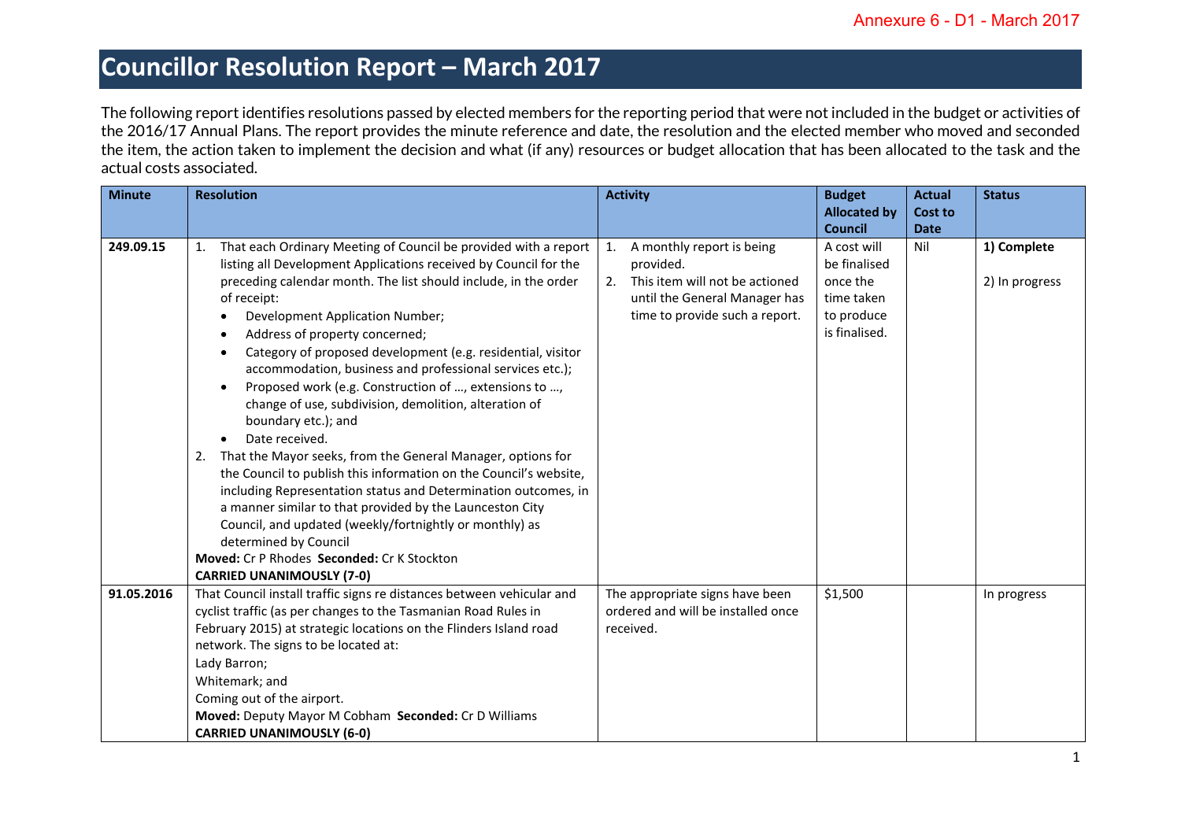Annexure 6 - D1 - March 2017

# Councillor Resolution Report – March 2017

The following report identifies resolutions passed by elected members for the reporting period that were not included in the budget or activities of the 2016/17 Annual Plans. The report provides the minute reference and date, the resolution and the elected member who moved and seconded the item, the action taken to implement the decision and what (if any) resources or budget allocation that has been allocated to the task and the actual costs associated.

| Minute | Resolution | Activity | Budget Allocated by Council | Actual Cost to Date | Status |
|---|---|---|---|---|---|
| 249.09.15 | 1. That each Ordinary Meeting of Council be provided with a report listing all Development Applications received by Council for the preceding calendar month. The list should include, in the order of receipt:<br>• Development Application Number;<br>• Address of property concerned;<br>• Category of proposed development (e.g. residential, visitor accommodation, business and professional services etc.);<br>• Proposed work (e.g. Construction of …, extensions to …, change of use, subdivision, demolition, alteration of boundary etc.); and<br>• Date received.<br>2. That the Mayor seeks, from the General Manager, options for the Council to publish this information on the Council's website, including Representation status and Determination outcomes, in a manner similar to that provided by the Launceston City Council, and updated (weekly/fortnightly or monthly) as determined by Council<br>**Moved:** Cr P Rhodes **Seconded:** Cr K Stockton<br>**CARRIED UNANIMOUSLY (7-0)** | 1. A monthly report is being provided.<br>2. This item will not be actioned until the General Manager has time to provide such a report. | A cost will be finalised once the time taken to produce is finalised. | Nil | **1) Complete**<br><br>2) In progress |
| 91.05.2016 | That Council install traffic signs re distances between vehicular and cyclist traffic (as per changes to the Tasmanian Road Rules in February 2015) at strategic locations on the Flinders Island road network. The signs to be located at:<br>Lady Barron;<br>Whitemark; and<br>Coming out of the airport.<br>**Moved:** Deputy Mayor M Cobham **Seconded:** Cr D Williams<br>**CARRIED UNANIMOUSLY (6-0)** | The appropriate signs have been ordered and will be installed once received. | $1,500 | | In progress |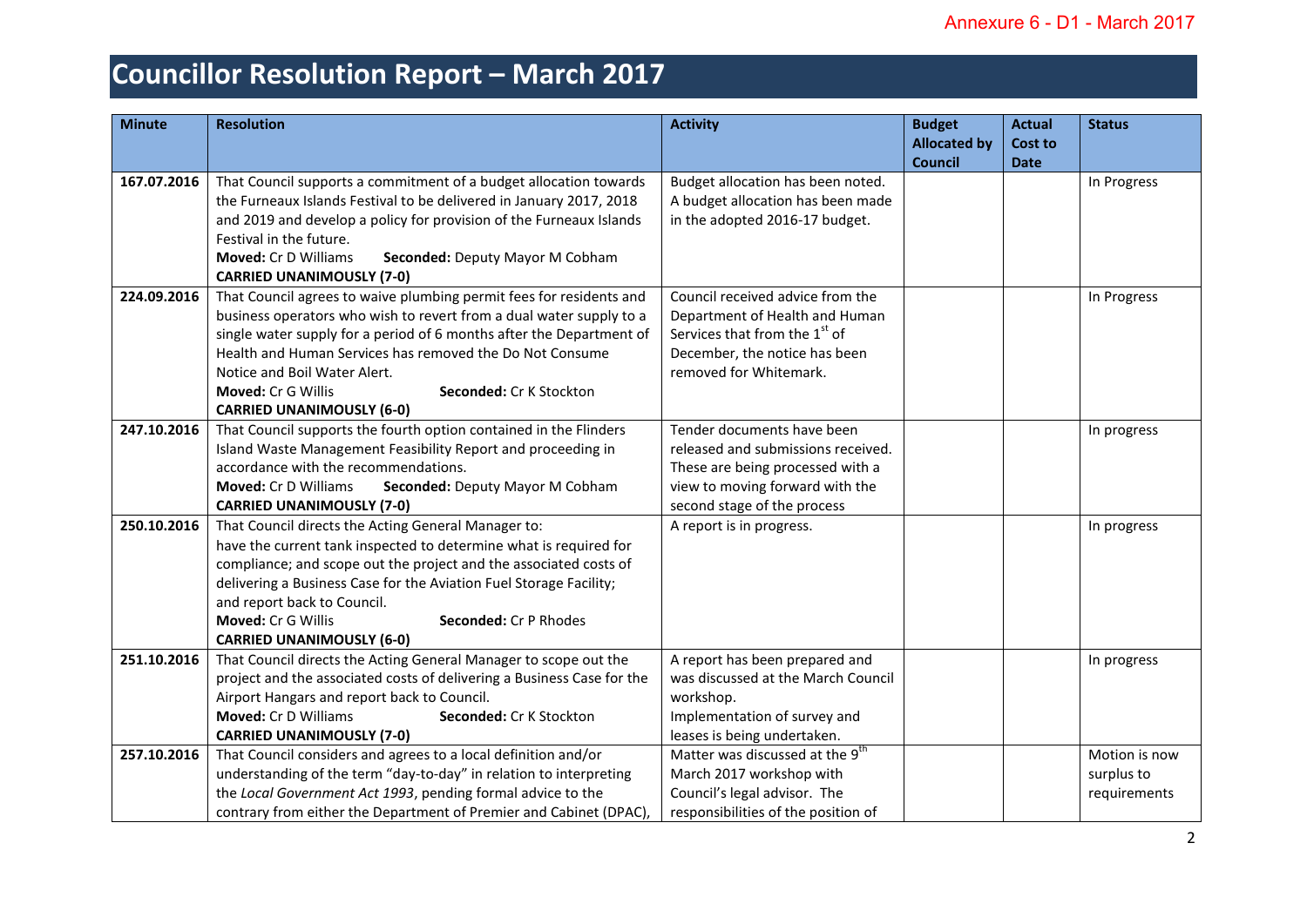Annexure 6 - D1 - March 2017

# Councillor Resolution Report – March 2017

| Minute | Resolution | Activity | Budget Allocated by Council | Actual Cost to Date | Status |
|---|---|---|---|---|---|
| 167.07.2016 | That Council supports a commitment of a budget allocation towards the Furneaux Islands Festival to be delivered in January 2017, 2018 and 2019 and develop a policy for provision of the Furneaux Islands Festival in the future.<br>**Moved:** Cr D Williams **Seconded:** Deputy Mayor M Cobham<br>**CARRIED UNANIMOUSLY (7-0)** | Budget allocation has been noted. A budget allocation has been made in the adopted 2016-17 budget. | | | In Progress |
| 224.09.2016 | That Council agrees to waive plumbing permit fees for residents and business operators who wish to revert from a dual water supply to a single water supply for a period of 6 months after the Department of Health and Human Services has removed the Do Not Consume Notice and Boil Water Alert.<br>**Moved:** Cr G Willis **Seconded:** Cr K Stockton<br>**CARRIED UNANIMOUSLY (6-0)** | Council received advice from the Department of Health and Human Services that from the 1st of December, the notice has been removed for Whitemark. | | | In Progress |
| 247.10.2016 | That Council supports the fourth option contained in the Flinders Island Waste Management Feasibility Report and proceeding in accordance with the recommendations.<br>**Moved:** Cr D Williams **Seconded:** Deputy Mayor M Cobham<br>**CARRIED UNANIMOUSLY (7-0)** | Tender documents have been released and submissions received. These are being processed with a view to moving forward with the second stage of the process | | | In progress |
| 250.10.2016 | That Council directs the Acting General Manager to: have the current tank inspected to determine what is required for compliance; and scope out the project and the associated costs of delivering a Business Case for the Aviation Fuel Storage Facility; and report back to Council.<br>**Moved:** Cr G Willis **Seconded:** Cr P Rhodes<br>**CARRIED UNANIMOUSLY (6-0)** | A report is in progress. | | | In progress |
| 251.10.2016 | That Council directs the Acting General Manager to scope out the project and the associated costs of delivering a Business Case for the Airport Hangars and report back to Council.<br>**Moved:** Cr D Williams **Seconded:** Cr K Stockton<br>**CARRIED UNANIMOUSLY (7-0)** | A report has been prepared and was discussed at the March Council workshop.<br>Implementation of survey and leases is being undertaken. | | | In progress |
| 257.10.2016 | That Council considers and agrees to a local definition and/or understanding of the term "day-to-day" in relation to interpreting the *Local Government Act 1993*, pending formal advice to the contrary from either the Department of Premier and Cabinet (DPAC), | Matter was discussed at the 9th March 2017 workshop with Council's legal advisor. The responsibilities of the position of | | | Motion is now surplus to requirements |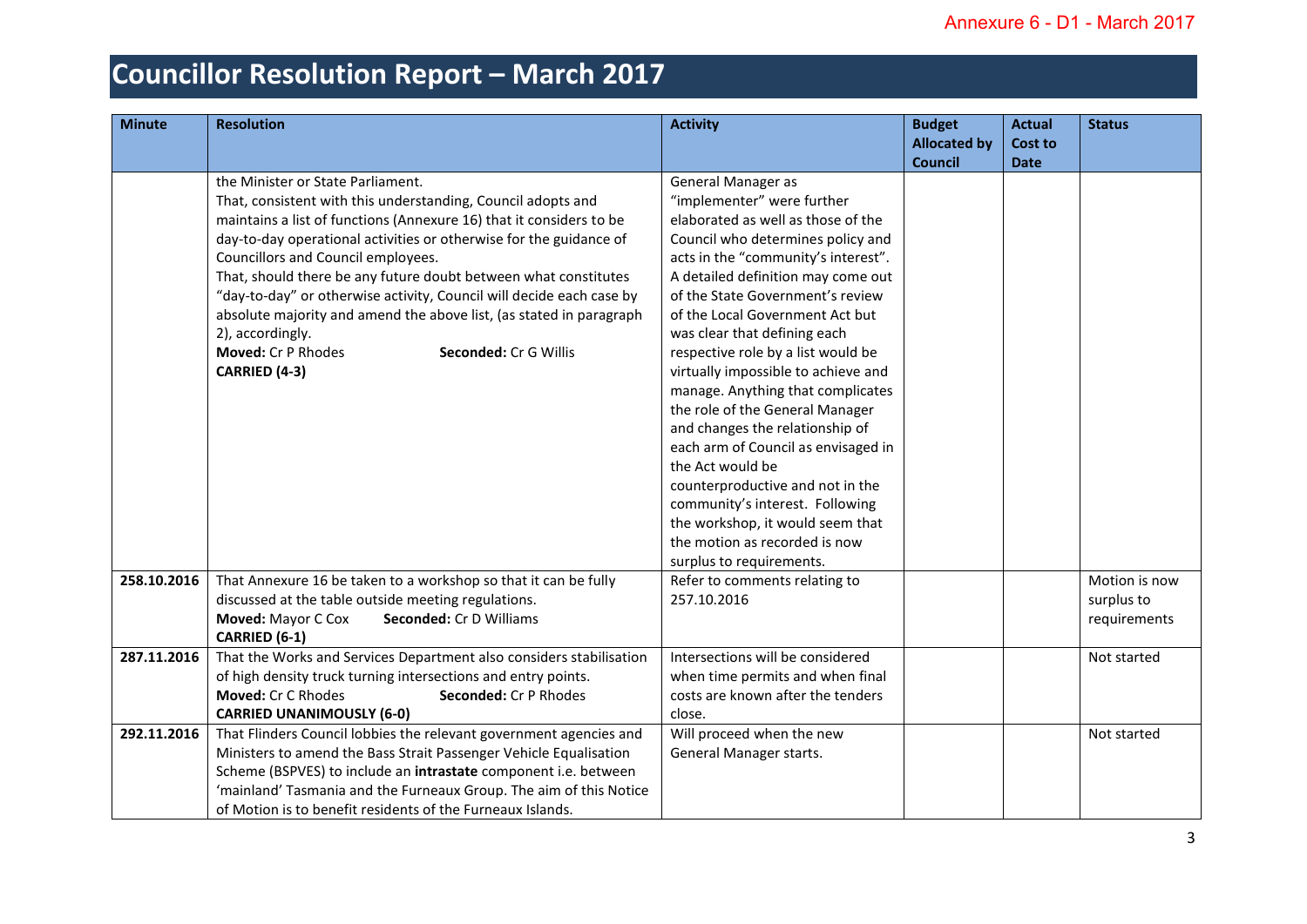Annexure 6 - D1 - March 2017

# Councillor Resolution Report – March 2017

| Minute | Resolution | Activity | Budget Allocated by Council | Actual Cost to Date | Status |
|---|---|---|---|---|---|
| | the Minister or State Parliament.<br>That, consistent with this understanding, Council adopts and maintains a list of functions (Annexure 16) that it considers to be day-to-day operational activities or otherwise for the guidance of Councillors and Council employees.<br>That, should there be any future doubt between what constitutes "day-to-day" or otherwise activity, Council will decide each case by absolute majority and amend the above list, (as stated in paragraph 2), accordingly.<br>**Moved:** Cr P Rhodes **Seconded:** Cr G Willis<br>**CARRIED (4-3)** | General Manager as "implementer" were further elaborated as well as those of the Council who determines policy and acts in the "community's interest". A detailed definition may come out of the State Government's review of the Local Government Act but was clear that defining each respective role by a list would be virtually impossible to achieve and manage. Anything that complicates the role of the General Manager and changes the relationship of each arm of Council as envisaged in the Act would be counterproductive and not in the community's interest. Following the workshop, it would seem that the motion as recorded is now surplus to requirements. | | | |
| **258.10.2016** | That Annexure 16 be taken to a workshop so that it can be fully discussed at the table outside meeting regulations.<br>**Moved:** Mayor C Cox **Seconded:** Cr D Williams<br>**CARRIED (6-1)** | Refer to comments relating to 257.10.2016 | | | Motion is now surplus to requirements |
| **287.11.2016** | That the Works and Services Department also considers stabilisation of high density truck turning intersections and entry points.<br>**Moved:** Cr C Rhodes **Seconded:** Cr P Rhodes<br>**CARRIED UNANIMOUSLY (6-0)** | Intersections will be considered when time permits and when final costs are known after the tenders close. | | | Not started |
| **292.11.2016** | That Flinders Council lobbies the relevant government agencies and Ministers to amend the Bass Strait Passenger Vehicle Equalisation Scheme (BSPVES) to include an **intrastate** component i.e. between 'mainland' Tasmania and the Furneaux Group. The aim of this Notice of Motion is to benefit residents of the Furneaux Islands. | Will proceed when the new General Manager starts. | | | Not started |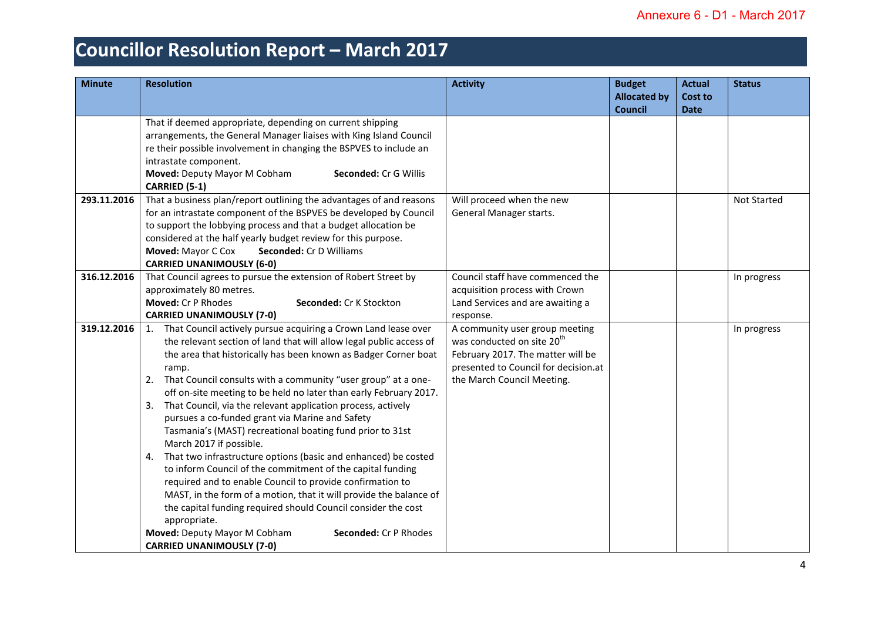Annexure 6 - D1 - March 2017

# Councillor Resolution Report – March 2017

| Minute | Resolution | Activity | Budget Allocated by Council | Actual Cost to Date | Status |
|---|---|---|---|---|---|
| | That if deemed appropriate, depending on current shipping arrangements, the General Manager liaises with King Island Council re their possible involvement in changing the BSPVES to include an intrastate component.<br>**Moved:** Deputy Mayor M Cobham **Seconded:** Cr G Willis<br>**CARRIED (5-1)** | | | | |
| **293.11.2016** | That a business plan/report outlining the advantages of and reasons for an intrastate component of the BSPVES be developed by Council to support the lobbying process and that a budget allocation be considered at the half yearly budget review for this purpose.<br>**Moved:** Mayor C Cox **Seconded:** Cr D Williams<br>**CARRIED UNANIMOUSLY (6-0)** | Will proceed when the new General Manager starts. | | | Not Started |
| **316.12.2016** | That Council agrees to pursue the extension of Robert Street by approximately 80 metres.<br>**Moved:** Cr P Rhodes **Seconded:** Cr K Stockton<br>**CARRIED UNANIMOUSLY (7-0)** | Council staff have commenced the acquisition process with Crown Land Services and are awaiting a response. | | | In progress |
| **319.12.2016** | 1. That Council actively pursue acquiring a Crown Land lease over the relevant section of land that will allow legal public access of the area that historically has been known as Badger Corner boat ramp.<br>2. That Council consults with a community "user group" at a one-off on-site meeting to be held no later than early February 2017.<br>3. That Council, via the relevant application process, actively pursues a co-funded grant via Marine and Safety Tasmania's (MAST) recreational boating fund prior to 31st March 2017 if possible.<br>4. That two infrastructure options (basic and enhanced) be costed to inform Council of the commitment of the capital funding required and to enable Council to provide confirmation to MAST, in the form of a motion, that it will provide the balance of the capital funding required should Council consider the cost appropriate.<br>**Moved:** Deputy Mayor M Cobham **Seconded:** Cr P Rhodes<br>**CARRIED UNANIMOUSLY (7-0)** | A community user group meeting was conducted on site 20th February 2017. The matter will be presented to Council for decision.at the March Council Meeting. | | | In progress |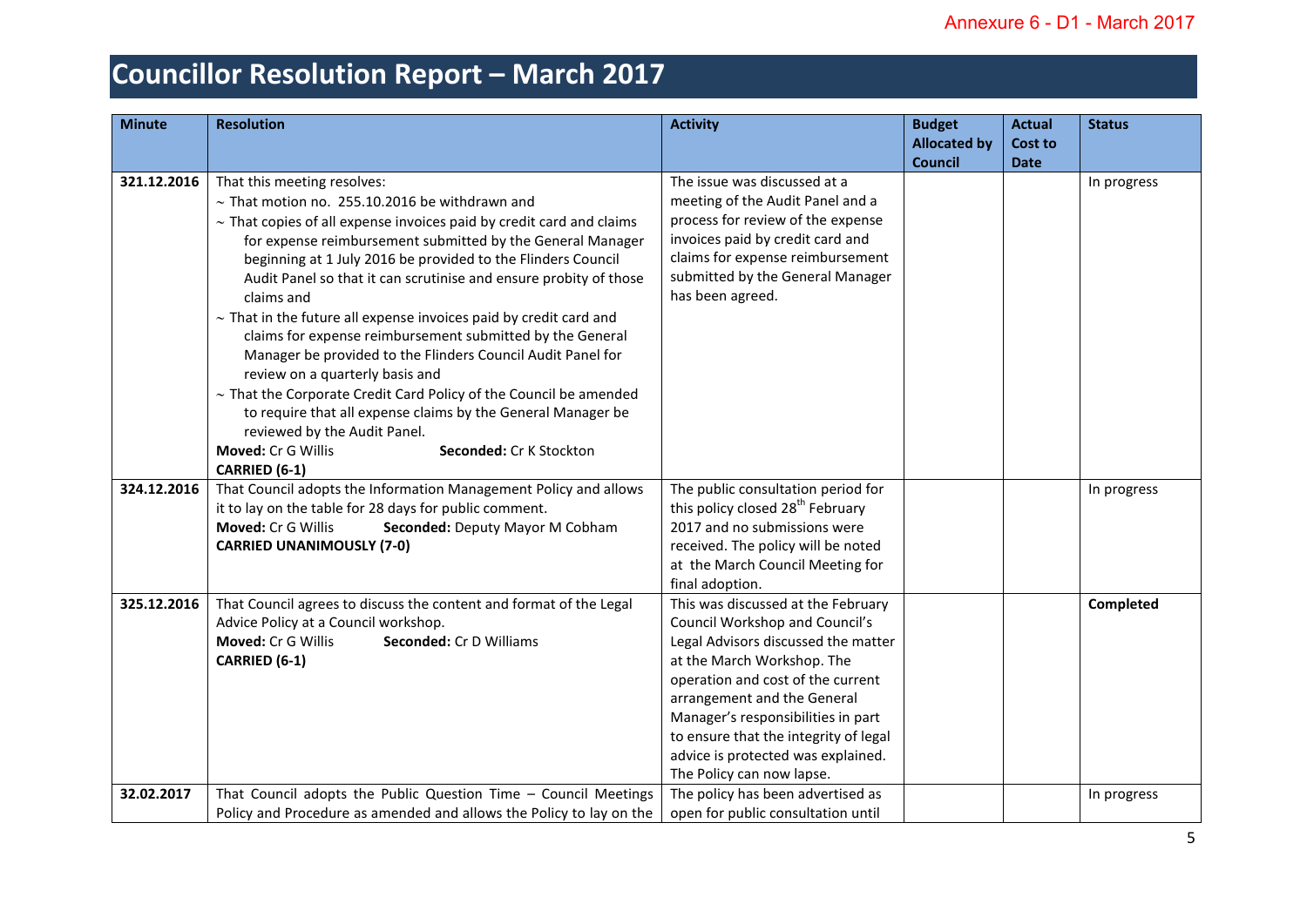Annexure 6 - D1 - March 2017

# Councillor Resolution Report – March 2017

| Minute | Resolution | Activity | Budget Allocated by Council | Actual Cost to Date | Status |
|---|---|---|---|---|---|
| 321.12.2016 | That this meeting resolves:<br>~ That motion no. 255.10.2016 be withdrawn and<br>~ That copies of all expense invoices paid by credit card and claims for expense reimbursement submitted by the General Manager beginning at 1 July 2016 be provided to the Flinders Council Audit Panel so that it can scrutinise and ensure probity of those claims and<br>~ That in the future all expense invoices paid by credit card and claims for expense reimbursement submitted by the General Manager be provided to the Flinders Council Audit Panel for review on a quarterly basis and<br>~ That the Corporate Credit Card Policy of the Council be amended to require that all expense claims by the General Manager be reviewed by the Audit Panel.<br>**Moved:** Cr G Willis **Seconded:** Cr K Stockton<br>**CARRIED (6-1)** | The issue was discussed at a meeting of the Audit Panel and a process for review of the expense invoices paid by credit card and claims for expense reimbursement submitted by the General Manager has been agreed. | | | In progress |
| 324.12.2016 | That Council adopts the Information Management Policy and allows it to lay on the table for 28 days for public comment.<br>**Moved:** Cr G Willis **Seconded:** Deputy Mayor M Cobham<br>**CARRIED UNANIMOUSLY (7-0)** | The public consultation period for this policy closed 28th February 2017 and no submissions were received. The policy will be noted at the March Council Meeting for final adoption. | | | In progress |
| 325.12.2016 | That Council agrees to discuss the content and format of the Legal Advice Policy at a Council workshop.<br>**Moved:** Cr G Willis **Seconded:** Cr D Williams<br>**CARRIED (6-1)** | This was discussed at the February Council Workshop and Council's Legal Advisors discussed the matter at the March Workshop. The operation and cost of the current arrangement and the General Manager's responsibilities in part to ensure that the integrity of legal advice is protected was explained. The Policy can now lapse. | | | **Completed** |
| 32.02.2017 | That Council adopts the Public Question Time – Council Meetings Policy and Procedure as amended and allows the Policy to lay on the | The policy has been advertised as open for public consultation until | | | In progress |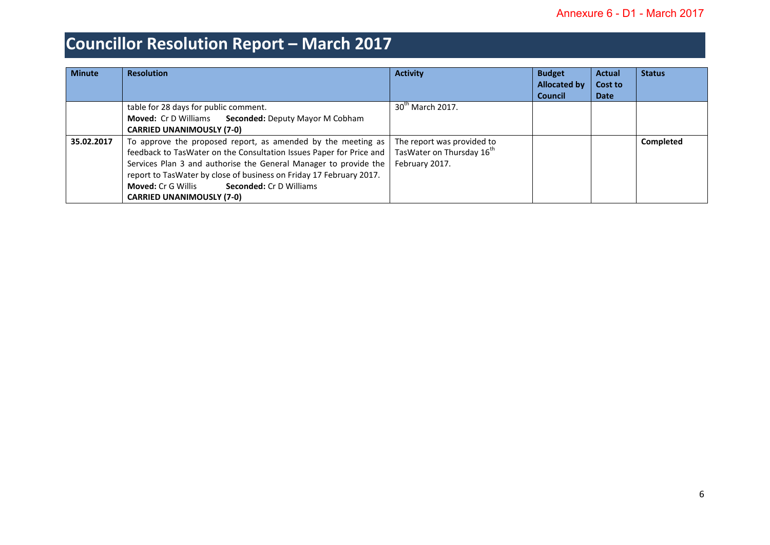Annexure 6 - D1 - March 2017

# Councillor Resolution Report – March 2017

| Minute | Resolution | Activity | Budget Allocated by Council | Actual Cost to Date | Status |
|---|---|---|---|---|---|
| | table for 28 days for public comment.<br>**Moved:** Cr D Williams **Seconded:** Deputy Mayor M Cobham<br>**CARRIED UNANIMOUSLY (7-0)** | 30th March 2017. | | | |
| **35.02.2017** | To approve the proposed report, as amended by the meeting as feedback to TasWater on the Consultation Issues Paper for Price and Services Plan 3 and authorise the General Manager to provide the report to TasWater by close of business on Friday 17 February 2017.<br>**Moved:** Cr G Willis **Seconded:** Cr D Williams<br>**CARRIED UNANIMOUSLY (7-0)** | The report was provided to TasWater on Thursday 16th February 2017. | | | **Completed** |